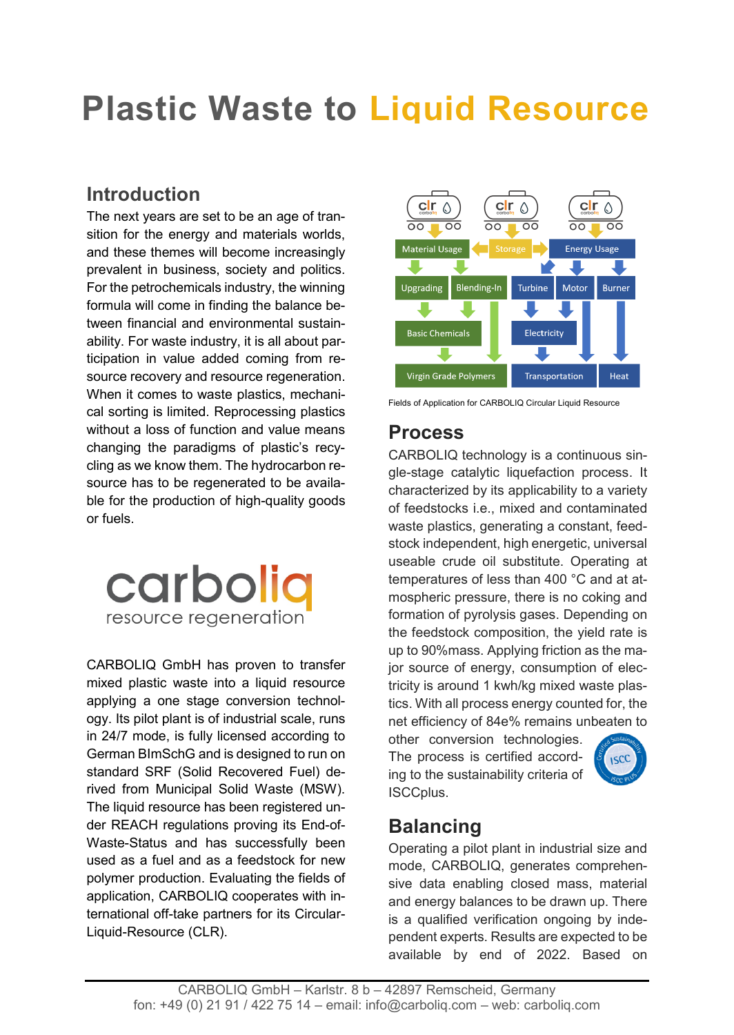# Plastic Waste to Liquid Resource

## Introduction

The next years are set to be an age of transition for the energy and materials worlds, and these themes will become increasingly prevalent in business, society and politics. For the petrochemicals industry, the winning formula will come in finding the balance between financial and environmental sustainability. For waste industry, it is all about participation in value added coming from resource recovery and resource regeneration. When it comes to waste plastics, mechanical sorting is limited. Reprocessing plastics without a loss of function and value means changing the paradigms of plastic's recycling as we know them. The hydrocarbon resource has to be regenerated to be available for the production of high-quality goods or fuels.

carboliq
resource regeneration

CARBOLIQ GmbH has proven to transfer mixed plastic waste into a liquid resource applying a one stage conversion technology. Its pilot plant is of industrial scale, runs in 24/7 mode, is fully licensed according to German BImSchG and is designed to run on standard SRF (Solid Recovered Fuel) derived from Municipal Solid Waste (MSW). The liquid resource has been registered under REACH regulations proving its End-of-Waste-Status and has successfully been used as a fuel and as a feedstock for new polymer production. Evaluating the fields of application, CARBOLIQ cooperates with international off-take partners for its Circular-Liquid-Resource (CLR).

Fields of Application for CARBOLIQ Circular Liquid Resource

## Process

CARBOLIQ technology is a continuous single-stage catalytic liquefaction process. It characterized by its applicability to a variety of feedstocks i.e., mixed and contaminated waste plastics, generating a constant, feedstock independent, high energetic, universal useable crude oil substitute. Operating at temperatures of less than 400 °C and at atmospheric pressure, there is no coking and formation of pyrolysis gases. Depending on the feedstock composition, the yield rate is up to 90%mass. Applying friction as the major source of energy, consumption of electricity is around 1 kwh/kg mixed waste plastics. With all process energy counted for, the net efficiency of 84e% remains unbeaten to other conversion technologies. The process is certified according to the sustainability criteria of ISCCplus.

## Balancing

Operating a pilot plant in industrial size and mode, CARBOLIQ, generates comprehensive data enabling closed mass, material and energy balances to be drawn up. There is a qualified verification ongoing by independent experts. Results are expected to be available by end of 2022. Based on

CARBOLIQ GmbH – Karlstr. 8 b – 42897 Remscheid, Germany
fon: +49 (0) 21 91 / 422 75 14 – email: info@carboliq.com – web: carboliq.com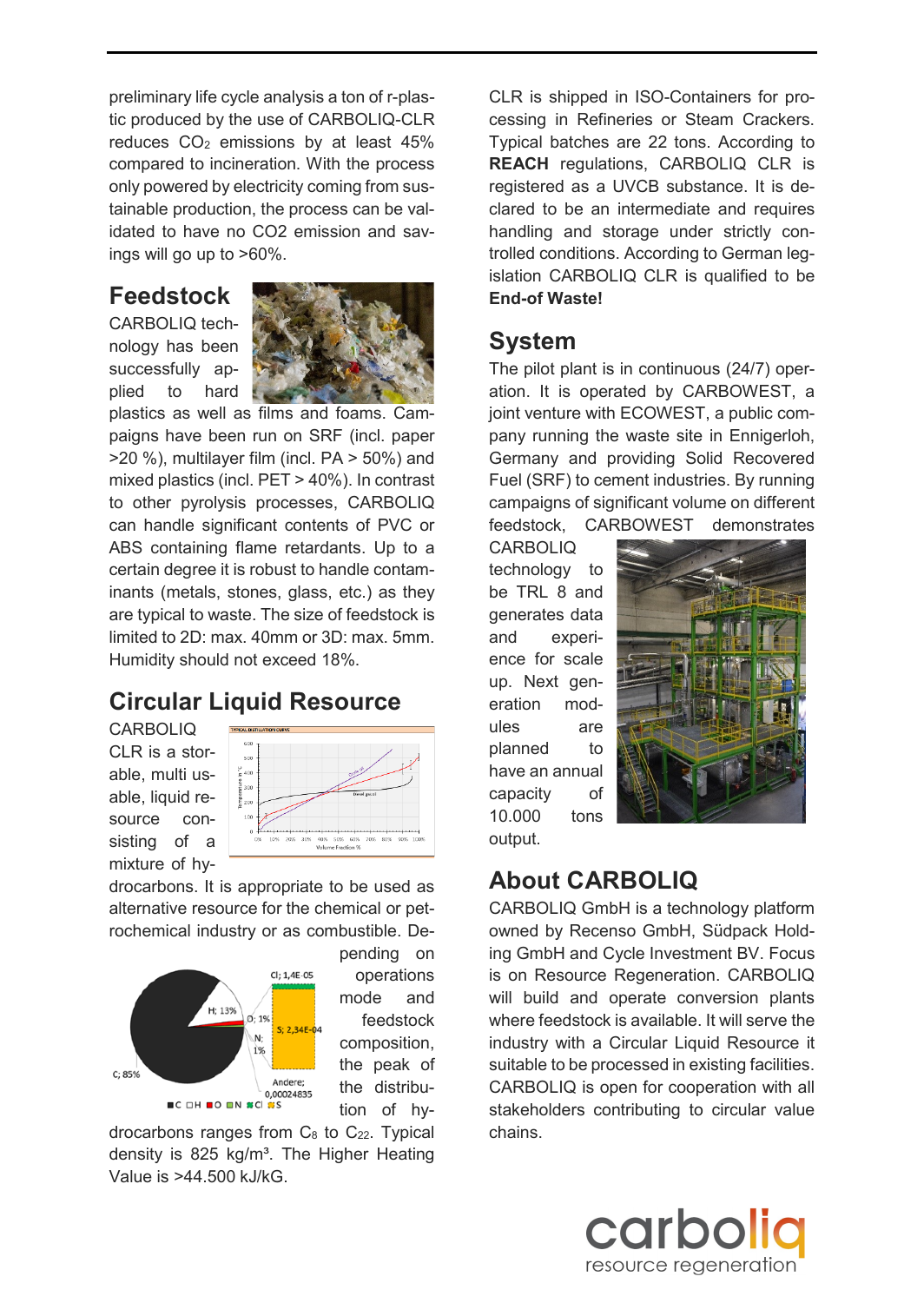preliminary life cycle analysis a ton of r-plastic produced by the use of CARBOLIQ-CLR reduces $CO_2$ emissions by at least 45% compared to incineration. With the process only powered by electricity coming from sustainable production, the process can be validated to have no CO2 emission and savings will go up to >60%.

## Feedstock

CARBOLIQ technology has been successfully applied to hard plastics as well as films and foams. Campaigns have been run on SRF (incl. paper >20 %), multilayer film (incl. PA > 50%) and mixed plastics (incl. PET > 40%). In contrast to other pyrolysis processes, CARBOLIQ can handle significant contents of PVC or ABS containing flame retardants. Up to a certain degree it is robust to handle contaminants (metals, stones, glass, etc.) as they are typical to waste. The size of feedstock is limited to 2D: max. 40mm or 3D: max. 5mm. Humidity should not exceed 18%.

## Circular Liquid Resource

CARBOLIQ CLR is a storable, multi usable, liquid resource consisting of a mixture of hydrocarbons. It is appropriate to be used as alternative resource for the chemical or petrochemical industry or as combustible. Depending on operations mode and feedstock composition, the peak of the distribution of hydrocarbons ranges from $C_8$ to $C_{22}$. Typical density is 825 kg/m³. The Higher Heating Value is >44.500 kJ/kG.

TYPICAL DISTILLATION CURVE

Temperature in °C

0 100 200 300 400 500 600

Volume Fraction %

0% 10% 20% 30% 40% 50% 60% 70% 80% 90% 100%

Diesel gas oil

Cl; 1,4E-05

H; 13%

O; 1%

S; 2,34E-04

N; 1%

C; 85%

Andere; 0,00024835

■C □H ■O ■N ■Cl ■S

CLR is shipped in ISO-Containers for processing in Refineries or Steam Crackers. Typical batches are 22 tons. According to **REACH** regulations, CARBOLIQ CLR is registered as a UVCB substance. It is declared to be an intermediate and requires handling and storage under strictly controlled conditions. According to German legislation CARBOLIQ CLR is qualified to be **End-of Waste!**

## System

The pilot plant is in continuous (24/7) operation. It is operated by CARBOWEST, a joint venture with ECOWEST, a public company running the waste site in Ennigerloh, Germany and providing Solid Recovered Fuel (SRF) to cement industries. By running campaigns of significant volume on different feedstock, CARBOWEST demonstrates CARBOLIQ technology to be TRL 8 and generates data and experience for scale up. Next generation modules are planned to have an annual capacity of 10.000 tons output.

## About CARBOLIQ

CARBOLIQ GmbH is a technology platform owned by Recenso GmbH, Südpack Holding GmbH and Cycle Investment BV. Focus is on Resource Regeneration. CARBOLIQ will build and operate conversion plants where feedstock is available. It will serve the industry with a Circular Liquid Resource it suitable to be processed in existing facilities. CARBOLIQ is open for cooperation with all stakeholders contributing to circular value chains.

carboliq
resource regeneration